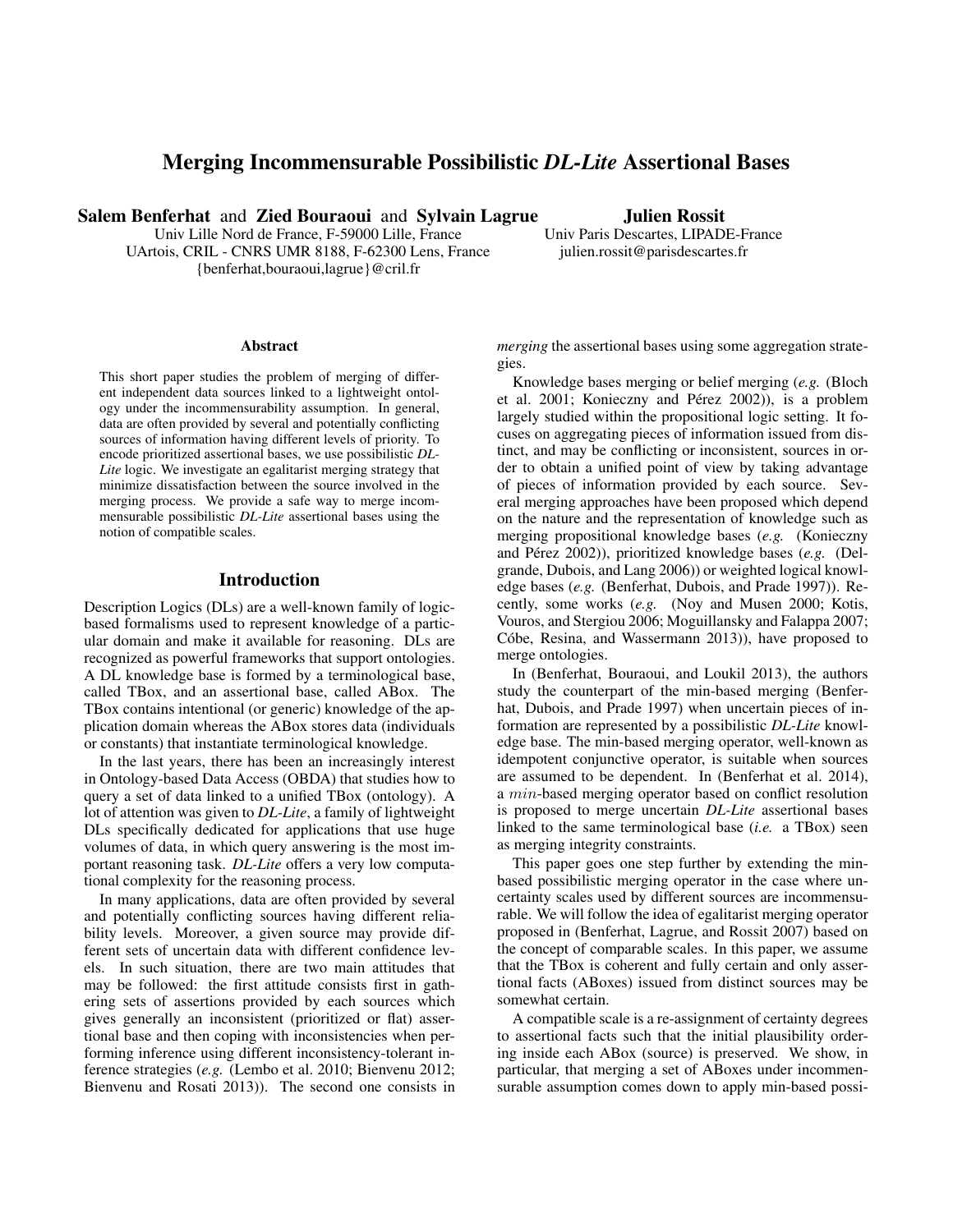# Merging Incommensurable Possibilistic *DL-Lite* Assertional Bases

**Salem Benferhat** and **Zied Bouraoui** and **Sylvain Lagrue**
Univ Lille Nord de France, F-59000 Lille, France
UArtois, CRIL - CNRS UMR 8188, F-62300 Lens, France
{benferhat,bouraoui,lagrue}@cril.fr

**Julien Rossit**
Univ Paris Descartes, LIPADE-France
julien.rossit@parisdescartes.fr

### Abstract

This short paper studies the problem of merging of different independent data sources linked to a lightweight ontology under the incommensurability assumption. In general, data are often provided by several and potentially conflicting sources of information having different levels of priority. To encode prioritized assertional bases, we use possibilistic *DL-Lite* logic. We investigate an egalitarist merging strategy that minimize dissatisfaction between the source involved in the merging process. We provide a safe way to merge incommensurable possibilistic *DL-Lite* assertional bases using the notion of compatible scales.

## Introduction

Description Logics (DLs) are a well-known family of logic-based formalisms used to represent knowledge of a particular domain and make it available for reasoning. DLs are recognized as powerful frameworks that support ontologies. A DL knowledge base is formed by a terminological base, called TBox, and an assertional base, called ABox. The TBox contains intentional (or generic) knowledge of the application domain whereas the ABox stores data (individuals or constants) that instantiate terminological knowledge.

In the last years, there has been an increasingly interest in Ontology-based Data Access (OBDA) that studies how to query a set of data linked to a unified TBox (ontology). A lot of attention was given to *DL-Lite*, a family of lightweight DLs specifically dedicated for applications that use huge volumes of data, in which query answering is the most important reasoning task. *DL-Lite* offers a very low computational complexity for the reasoning process.

In many applications, data are often provided by several and potentially conflicting sources having different reliability levels. Moreover, a given source may provide different sets of uncertain data with different confidence levels. In such situation, there are two main attitudes that may be followed: the first attitude consists first in gathering sets of assertions provided by each sources which gives generally an inconsistent (prioritized or flat) assertional base and then coping with inconsistencies when performing inference using different inconsistency-tolerant inference strategies (*e.g.* (Lembo et al. 2010; Bienvenu 2012; Bienvenu and Rosati 2013)). The second one consists in *merging* the assertional bases using some aggregation strategies.

Knowledge bases merging or belief merging (*e.g.* (Bloch et al. 2001; Konieczny and Pérez 2002)), is a problem largely studied within the propositional logic setting. It focuses on aggregating pieces of information issued from distinct, and may be conflicting or inconsistent, sources in order to obtain a unified point of view by taking advantage of pieces of information provided by each source. Several merging approaches have been proposed which depend on the nature and the representation of knowledge such as merging propositional knowledge bases (*e.g.* (Konieczny and Pérez 2002)), prioritized knowledge bases (*e.g.* (Delgrande, Dubois, and Lang 2006)) or weighted logical knowledge bases (*e.g.* (Benferhat, Dubois, and Prade 1997)). Recently, some works (*e.g.* (Noy and Musen 2000; Kotis, Vouros, and Stergiou 2006; Moguillansky and Falappa 2007; Cóbe, Resina, and Wassermann 2013)), have proposed to merge ontologies.

In (Benferhat, Bouraoui, and Loukil 2013), the authors study the counterpart of the min-based merging (Benferhat, Dubois, and Prade 1997) when uncertain pieces of information are represented by a possibilistic *DL-Lite* knowledge base. The min-based merging operator, well-known as idempotent conjunctive operator, is suitable when sources are assumed to be dependent. In (Benferhat et al. 2014), a $min$-based merging operator based on conflict resolution is proposed to merge uncertain *DL-Lite* assertional bases linked to the same terminological base (*i.e.* a TBox) seen as merging integrity constraints.

This paper goes one step further by extending the min-based possibilistic merging operator in the case where uncertainty scales used by different sources are incommensurable. We will follow the idea of egalitarist merging operator proposed in (Benferhat, Lagrue, and Rossit 2007) based on the concept of comparable scales. In this paper, we assume that the TBox is coherent and fully certain and only assertional facts (ABoxes) issued from distinct sources may be somewhat certain.

A compatible scale is a re-assignment of certainty degrees to assertional facts such that the initial plausibility ordering inside each ABox (source) is preserved. We show, in particular, that merging a set of ABoxes under incommensurable assumption comes down to apply min-based possi-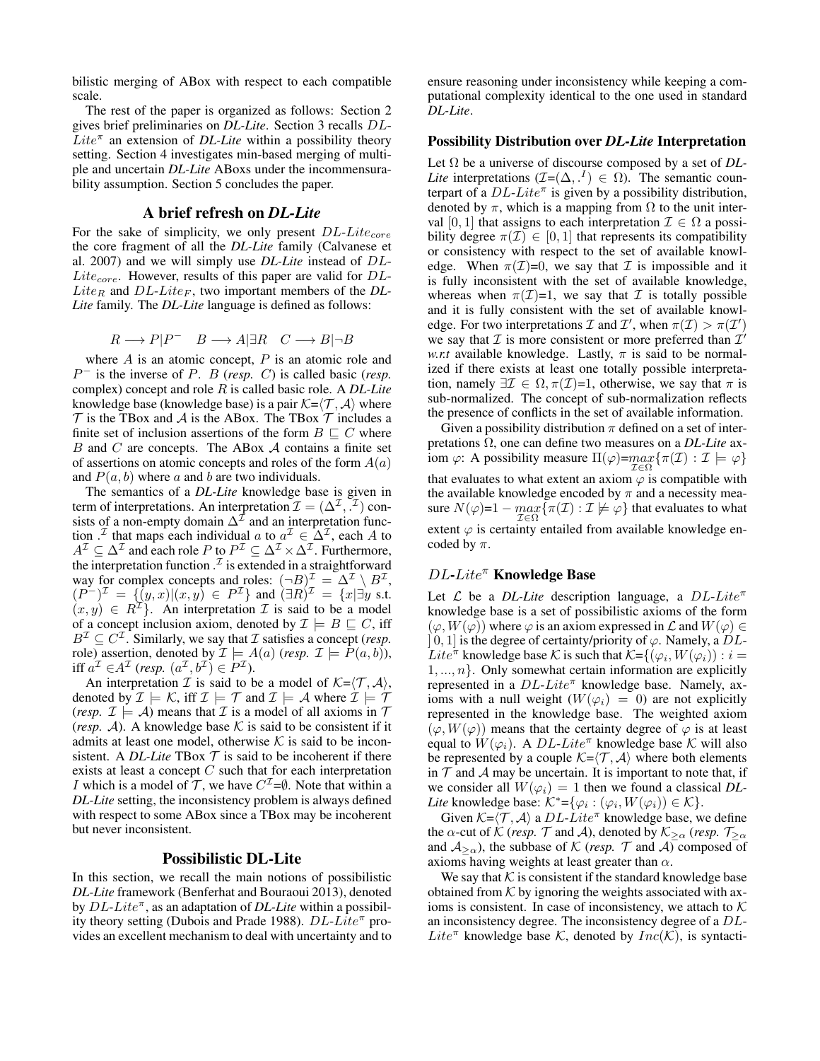bilistic merging of ABox with respect to each compatible scale.

The rest of the paper is organized as follows: Section 2 gives brief preliminaries on *DL-Lite*. Section 3 recalls $DL\text{-}Lite^{\pi}$ an extension of *DL-Lite* within a possibility theory setting. Section 4 investigates min-based merging of multiple and uncertain *DL-Lite* ABoxs under the incommensurability assumption. Section 5 concludes the paper.

## A brief refresh on *DL-Lite*

For the sake of simplicity, we only present $DL\text{-}Lite_{core}$ the core fragment of all the *DL-Lite* family (Calvanese et al. 2007) and we will simply use *DL-Lite* instead of $DL\text{-}Lite_{core}$. However, results of this paper are valid for $DL\text{-}Lite_{R}$ and $DL\text{-}Lite_{F}$, two important members of the *DL-Lite* family. The *DL-Lite* language is defined as follows:

$$R \longrightarrow P|P^{-} \quad B \longrightarrow A|\exists R \quad C \longrightarrow B|\neg B$$

where $A$ is an atomic concept, $P$ is an atomic role and $P^{-}$ is the inverse of $P$. $B$ (*resp.* $C$) is called basic (*resp.* complex) concept and role $R$ is called basic role. A *DL-Lite* knowledge base (knowledge base) is a pair $\mathcal{K}$=$\langle\mathcal{T},\mathcal{A}\rangle$ where $\mathcal{T}$ is the TBox and $\mathcal{A}$ is the ABox. The TBox $\mathcal{T}$ includes a finite set of inclusion assertions of the form $B \sqsubseteq C$ where $B$ and $C$ are concepts. The ABox $\mathcal{A}$ contains a finite set of assertions on atomic concepts and roles of the form $A(a)$ and $P(a,b)$ where $a$ and $b$ are two individuals.

The semantics of a *DL-Lite* knowledge base is given in term of interpretations. An interpretation $\mathcal{I}=(\Delta^{\mathcal{I}},.^{\mathcal{I}})$ consists of a non-empty domain $\Delta^{\mathcal{I}}$ and an interpretation function $.^{\mathcal{I}}$ that maps each individual $a$ to $a^{\mathcal{I}}\in\Delta^{\mathcal{I}}$, each $A$ to $A^{\mathcal{I}}\subseteq\Delta^{\mathcal{I}}$ and each role $P$ to $P^{\mathcal{I}}\subseteq\Delta^{\mathcal{I}}\times\Delta^{\mathcal{I}}$. Furthermore, the interpretation function $.^{\mathcal{I}}$ is extended in a straightforward way for complex concepts and roles: $(\neg B)^{\mathcal{I}}=\Delta^{\mathcal{I}}\setminus B^{\mathcal{I}}$, $(P^{-})^{\mathcal{I}}=\{(y,x)|(x,y)\in P^{\mathcal{I}}\}$ and $(\exists R)^{\mathcal{I}}=\{x|\exists y \text{ s.t. } (x,y)\in R^{\mathcal{I}}\}$. An interpretation $\mathcal{I}$ is said to be a model of a concept inclusion axiom, denoted by $\mathcal{I}\models B\sqsubseteq C$, iff $B^{\mathcal{I}}\subseteq C^{\mathcal{I}}$. Similarly, we say that $\mathcal{I}$ satisfies a concept (*resp.* role) assertion, denoted by $\mathcal{I}\models A(a)$ (*resp.* $\mathcal{I}\models P(a,b)$), iff $a^{\mathcal{I}}\in A^{\mathcal{I}}$ (*resp.* $(a^{\mathcal{I}},b^{\mathcal{I}})\in P^{\mathcal{I}}$).

An interpretation $\mathcal{I}$ is said to be a model of $\mathcal{K}$=$\langle\mathcal{T},\mathcal{A}\rangle$, denoted by $\mathcal{I}\models\mathcal{K}$, iff $\mathcal{I}\models\mathcal{T}$ and $\mathcal{I}\models\mathcal{A}$ where $\mathcal{I}\models\mathcal{T}$ (*resp.* $\mathcal{I}\models\mathcal{A}$) means that $\mathcal{I}$ is a model of all axioms in $\mathcal{T}$ (*resp.* $\mathcal{A}$). A knowledge base $\mathcal{K}$ is said to be consistent if it admits at least one model, otherwise $\mathcal{K}$ is said to be inconsistent. A *DL-Lite* TBox $\mathcal{T}$ is said to be incoherent if there exists at least a concept $C$ such that for each interpretation $I$ which is a model of $\mathcal{T}$, we have $C^{\mathcal{I}}$=$\emptyset$. Note that within a *DL-Lite* setting, the inconsistency problem is always defined with respect to some ABox since a TBox may be incoherent but never inconsistent.

## Possibilistic DL-Lite

In this section, we recall the main notions of possibilistic *DL-Lite* framework (Benferhat and Bouraoui 2013), denoted by $DL\text{-}Lite^{\pi}$, as an adaptation of *DL-Lite* within a possibility theory setting (Dubois and Prade 1988). $DL\text{-}Lite^{\pi}$ provides an excellent mechanism to deal with uncertainty and to ensure reasoning under inconsistency while keeping a computational complexity identical to the one used in standard *DL-Lite*.

### Possibility Distribution over *DL-Lite* Interpretation

Let $\Omega$ be a universe of discourse composed by a set of *DL-Lite* interpretations ($\mathcal{I}$=$(\Delta,.^{I})\in\Omega$). The semantic counterpart of a $DL\text{-}Lite^{\pi}$ is given by a possibility distribution, denoted by $\pi$, which is a mapping from $\Omega$ to the unit interval $[0,1]$ that assigns to each interpretation $\mathcal{I}\in\Omega$ a possibility degree $\pi(\mathcal{I})\in[0,1]$ that represents its compatibility or consistency with respect to the set of available knowledge. When $\pi(\mathcal{I})$=0, we say that $\mathcal{I}$ is impossible and it is fully inconsistent with the set of available knowledge, whereas when $\pi(\mathcal{I})$=1, we say that $\mathcal{I}$ is totally possible and it is fully consistent with the set of available knowledge. For two interpretations $\mathcal{I}$ and $\mathcal{I}'$, when $\pi(\mathcal{I})>\pi(\mathcal{I}')$ we say that $\mathcal{I}$ is more consistent or more preferred than $\mathcal{I}'$ *w.r.t* available knowledge. Lastly, $\pi$ is said to be normalized if there exists at least one totally possible interpretation, namely $\exists\mathcal{I}\in\Omega,\pi(\mathcal{I})$=1, otherwise, we say that $\pi$ is sub-normalized. The concept of sub-normalization reflects the presence of conflicts in the set of available information.

Given a possibility distribution $\pi$ defined on a set of interpretations $\Omega$, one can define two measures on a *DL-Lite* axiom $\varphi$: A possibility measure $\Pi(\varphi)$=$\max_{\mathcal{I}\in\Omega}\{\pi(\mathcal{I}):\mathcal{I}\models\varphi\}$ that evaluates to what extent an axiom $\varphi$ is compatible with the available knowledge encoded by $\pi$ and a necessity measure $N(\varphi)$=$1-\max_{\mathcal{I}\in\Omega}\{\pi(\mathcal{I}):\mathcal{I}\not\models\varphi\}$ that evaluates to what extent $\varphi$ is certainty entailed from available knowledge encoded by $\pi$.

### $DL\text{-}Lite^{\pi}$ Knowledge Base

Let $\mathcal{L}$ be a *DL-Lite* description language, a $DL\text{-}Lite^{\pi}$ knowledge base is a set of possibilistic axioms of the form $(\varphi,W(\varphi))$ where $\varphi$ is an axiom expressed in $\mathcal{L}$ and $W(\varphi)\in\,]0,1]$ is the degree of certainty/priority of $\varphi$. Namely, a $DL\text{-}Lite^{\pi}$ knowledge base $\mathcal{K}$ is such that $\mathcal{K}$=$\{(\varphi_i,W(\varphi_i)):i=1,...,n\}$. Only somewhat certain information are explicitly represented in a $DL\text{-}Lite^{\pi}$ knowledge base. Namely, axioms with a null weight ($W(\varphi_i)=0$) are not explicitly represented in the knowledge base. The weighted axiom $(\varphi,W(\varphi))$ means that the certainty degree of $\varphi$ is at least equal to $W(\varphi_i)$. A $DL\text{-}Lite^{\pi}$ knowledge base $\mathcal{K}$ will also be represented by a couple $\mathcal{K}$=$\langle\mathcal{T},\mathcal{A}\rangle$ where both elements in $\mathcal{T}$ and $\mathcal{A}$ may be uncertain. It is important to note that, if we consider all $W(\varphi_i)=1$ then we found a classical *DL-Lite* knowledge base: $\mathcal{K}^{*}$=$\{\varphi_i:(\varphi_i,W(\varphi_i))\in\mathcal{K}\}$.

Given $\mathcal{K}$=$\langle\mathcal{T},\mathcal{A}\rangle$ a $DL\text{-}Lite^{\pi}$ knowledge base, we define the $\alpha$-cut of $\mathcal{K}$ (*resp.* $\mathcal{T}$ and $\mathcal{A}$), denoted by $\mathcal{K}_{\geq\alpha}$ (*resp.* $\mathcal{T}_{\geq\alpha}$ and $\mathcal{A}_{\geq\alpha}$), the subbase of $\mathcal{K}$ (*resp.* $\mathcal{T}$ and $\mathcal{A}$) composed of axioms having weights at least greater than $\alpha$.

We say that $\mathcal{K}$ is consistent if the standard knowledge base obtained from $\mathcal{K}$ by ignoring the weights associated with axioms is consistent. In case of inconsistency, we attach to $\mathcal{K}$ an inconsistency degree. The inconsistency degree of a $DL\text{-}Lite^{\pi}$ knowledge base $\mathcal{K}$, denoted by $Inc(\mathcal{K})$, is syntacti-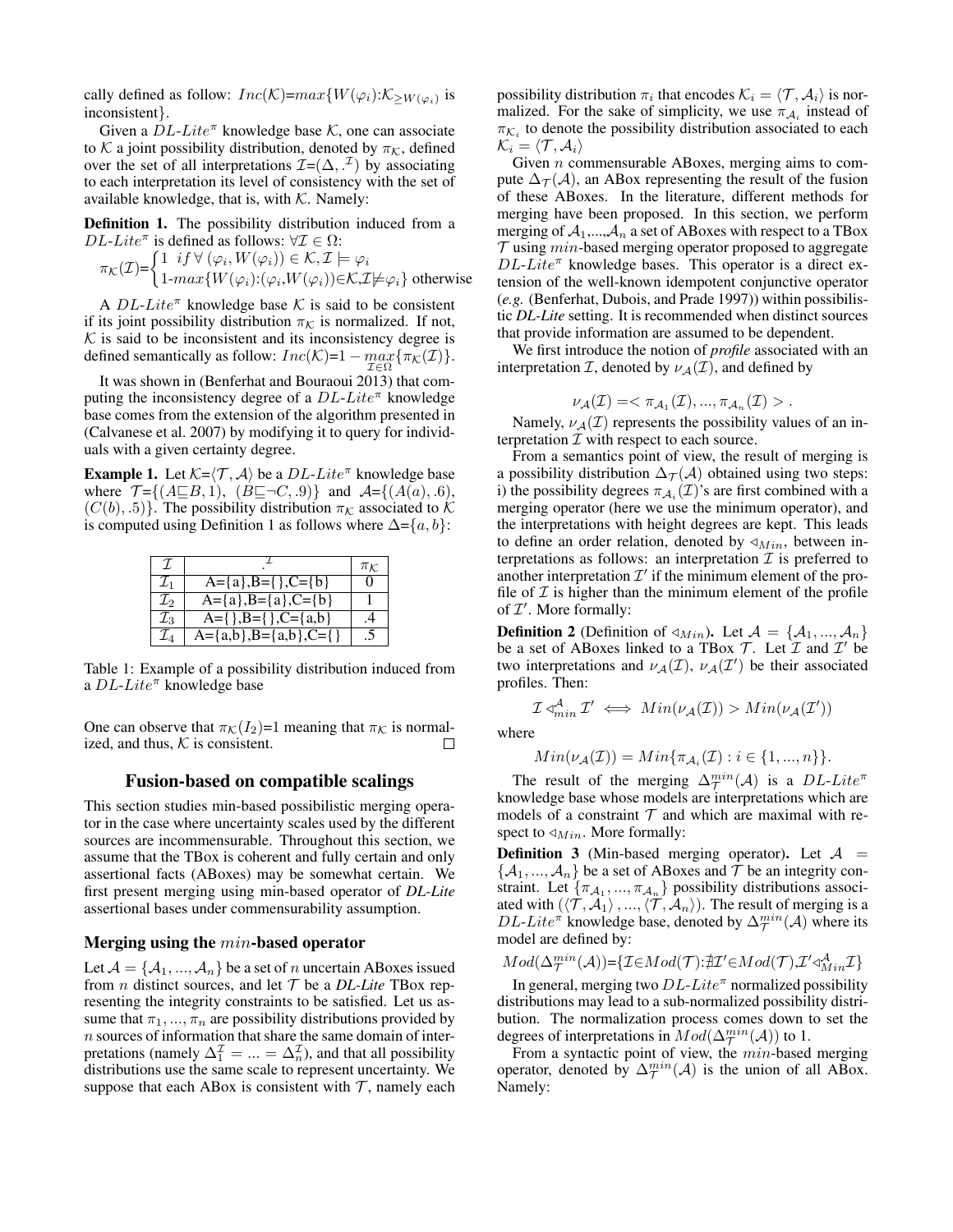cally defined as follow: $Inc(\mathcal{K})$=$max\{W(\varphi_i)$:$\mathcal{K}_{\geq W(\varphi_i)}$ is inconsistent}.

Given a $DL\text{-}Lite^{\pi}$ knowledge base $\mathcal{K}$, one can associate to $\mathcal{K}$ a joint possibility distribution, denoted by $\pi_{\mathcal{K}}$, defined over the set of all interpretations $\mathcal{I}$=$(\Delta, .^{\mathcal{I}})$ by associating to each interpretation its level of consistency with the set of available knowledge, that is, with $\mathcal{K}$. Namely:

**Definition 1.** The possibility distribution induced from a $DL\text{-}Lite^{\pi}$ is defined as follows: $\forall \mathcal{I} \in \Omega$:

$$\pi_{\mathcal{K}}(\mathcal{I}) = \begin{cases} 1 & if\ \forall\ (\varphi_i, W(\varphi_i)) \in \mathcal{K}, \mathcal{I} \models \varphi_i \\ 1\text{-}max\{W(\varphi_i)\text{:}(\varphi_i, W(\varphi_i)) \in \mathcal{K}, \mathcal{I} \not\models \varphi_i\} & \text{otherwise} \end{cases}$$

A $DL\text{-}Lite^{\pi}$ knowledge base $\mathcal{K}$ is said to be consistent if its joint possibility distribution $\pi_{\mathcal{K}}$ is normalized. If not, $\mathcal{K}$ is said to be inconsistent and its inconsistency degree is defined semantically as follow: $Inc(\mathcal{K})$=$1 - \max_{\mathcal{I} \in \Omega}\{\pi_{\mathcal{K}}(\mathcal{I})\}$.

It was shown in (Benferhat and Bouraoui 2013) that computing the inconsistency degree of a $DL\text{-}Lite^{\pi}$ knowledge base comes from the extension of the algorithm presented in (Calvanese et al. 2007) by modifying it to query for individuals with a given certainty degree.

**Example 1.** Let $\mathcal{K}$=$\langle\mathcal{T}, \mathcal{A}\rangle$ be a $DL\text{-}Lite^{\pi}$ knowledge base where $\mathcal{T}$=$\{(A \sqsubseteq B, 1),\ (B \sqsubseteq \neg C, .9)\}$ and $\mathcal{A}$=$\{(A(a), .6),$ $(C(b), .5)\}$. The possibility distribution $\pi_{\mathcal{K}}$ associated to $\mathcal{K}$ is computed using Definition 1 as follows where $\Delta$=$\{a, b\}$:

| $\mathcal{I}$ | $.^{\mathcal{I}}$ | $\pi_{\mathcal{K}}$ |
|---|---|---|
| $\mathcal{I}_1$ | A={a},B={},C={b} | 0 |
| $\mathcal{I}_2$ | A={a},B={a},C={b} | 1 |
| $\mathcal{I}_3$ | A={},B={},C={a,b} | .4 |
| $\mathcal{I}_4$ | A={a,b},B={a,b},C={} | .5 |

Table 1: Example of a possibility distribution induced from a $DL\text{-}Lite^{\pi}$ knowledge base

One can observe that $\pi_{\mathcal{K}}(I_2)$=1 meaning that $\pi_{\mathcal{K}}$ is normalized, and thus, $\mathcal{K}$ is consistent. □

## Fusion-based on compatible scalings

This section studies min-based possibilistic merging operator in the case where uncertainty scales used by the different sources are incommensurable. Throughout this section, we assume that the TBox is coherent and fully certain and only assertional facts (ABoxes) may be somewhat certain. We first present merging using min-based operator of *DL-Lite* assertional bases under commensurability assumption.

### Merging using the $min$-based operator

Let $\mathcal{A} = \{\mathcal{A}_1, ..., \mathcal{A}_n\}$ be a set of $n$ uncertain ABoxes issued from $n$ distinct sources, and let $\mathcal{T}$ be a *DL-Lite* TBox representing the integrity constraints to be satisfied. Let us assume that $\pi_1, ..., \pi_n$ are possibility distributions provided by $n$ sources of information that share the same domain of interpretations (namely $\Delta_1^{\mathcal{I}} = ... = \Delta_n^{\mathcal{I}}$), and that all possibility distributions use the same scale to represent uncertainty. We suppose that each ABox is consistent with $\mathcal{T}$, namely each possibility distribution $\pi_i$ that encodes $\mathcal{K}_i = \langle\mathcal{T}, \mathcal{A}_i\rangle$ is normalized. For the sake of simplicity, we use $\pi_{\mathcal{A}_i}$ instead of $\pi_{\mathcal{K}_i}$ to denote the possibility distribution associated to each $\mathcal{K}_i = \langle\mathcal{T}, \mathcal{A}_i\rangle$

Given $n$ commensurable ABoxes, merging aims to compute $\Delta_{\mathcal{T}}(\mathcal{A})$, an ABox representing the result of the fusion of these ABoxes. In the literature, different methods for merging have been proposed. In this section, we perform merging of $\mathcal{A}_1$,...,$\mathcal{A}_n$ a set of ABoxes with respect to a TBox $\mathcal{T}$ using $min$-based merging operator proposed to aggregate $DL\text{-}Lite^{\pi}$ knowledge bases. This operator is a direct extension of the well-known idempotent conjunctive operator (*e.g.* (Benferhat, Dubois, and Prade 1997)) within possibilistic *DL-Lite* setting. It is recommended when distinct sources that provide information are assumed to be dependent.

We first introduce the notion of *profile* associated with an interpretation $\mathcal{I}$, denoted by $\nu_{\mathcal{A}}(\mathcal{I})$, and defined by

$$\nu_{\mathcal{A}}(\mathcal{I}) = <\pi_{\mathcal{A}_1}(\mathcal{I}), ..., \pi_{\mathcal{A}_n}(\mathcal{I})> .$$

Namely, $\nu_{\mathcal{A}}(\mathcal{I})$ represents the possibility values of an interpretation $\mathcal{I}$ with respect to each source.

From a semantics point of view, the result of merging is a possibility distribution $\Delta_{\mathcal{T}}(\mathcal{A})$ obtained using two steps: i) the possibility degrees $\pi_{\mathcal{A}_i}(\mathcal{I})$'s are first combined with a merging operator (here we use the minimum operator), and the interpretations with height degrees are kept. This leads to define an order relation, denoted by $\lhd_{Min}$, between interpretations as follows: an interpretation $\mathcal{I}$ is preferred to another interpretation $\mathcal{I}'$ if the minimum element of the profile of $\mathcal{I}$ is higher than the minimum element of the profile of $\mathcal{I}'$. More formally:

**Definition 2** (Definition of $\lhd_{Min}$). Let $\mathcal{A} = \{\mathcal{A}_1, ..., \mathcal{A}_n\}$ be a set of ABoxes linked to a TBox $\mathcal{T}$. Let $\mathcal{I}$ and $\mathcal{I}'$ be two interpretations and $\nu_{\mathcal{A}}(\mathcal{I})$, $\nu_{\mathcal{A}}(\mathcal{I}')$ be their associated profiles. Then:

$$\mathcal{I} \lhd_{min}^{\mathcal{A}} \mathcal{I}' \iff Min(\nu_{\mathcal{A}}(\mathcal{I})) > Min(\nu_{\mathcal{A}}(\mathcal{I}'))$$

where

$$Min(\nu_{\mathcal{A}}(\mathcal{I})) = Min\{\pi_{\mathcal{A}_i}(\mathcal{I}) : i \in \{1, ..., n\}\}.$$

The result of the merging $\Delta_{\mathcal{T}}^{min}(\mathcal{A})$ is a $DL\text{-}Lite^{\pi}$ knowledge base whose models are interpretations which are models of a constraint $\mathcal{T}$ and which are maximal with respect to $\lhd_{Min}$. More formally:

**Definition 3** (Min-based merging operator). Let $\mathcal{A} = \{\mathcal{A}_1, ..., \mathcal{A}_n\}$ be a set of ABoxes and $\mathcal{T}$ be an integrity constraint. Let $\{\pi_{\mathcal{A}_1}, ..., \pi_{\mathcal{A}_n}\}$ possibility distributions associated with $(\langle\mathcal{T}, \mathcal{A}_1\rangle, ..., \langle\mathcal{T}, \mathcal{A}_n\rangle)$. The result of merging is a $DL\text{-}Lite^{\pi}$ knowledge base, denoted by $\Delta_{\mathcal{T}}^{min}(\mathcal{A})$ where its model are defined by:

$$Mod(\Delta_{\mathcal{T}}^{min}(\mathcal{A}))=\{\mathcal{I} \in Mod(\mathcal{T}) : \nexists \mathcal{I}' \in Mod(\mathcal{T}), \mathcal{I}' \lhd_{Min}^{\mathcal{A}} \mathcal{I}\}$$

In general, merging two $DL\text{-}Lite^{\pi}$ normalized possibility distributions may lead to a sub-normalized possibility distribution. The normalization process comes down to set the degrees of interpretations in $Mod(\Delta_{\mathcal{T}}^{min}(\mathcal{A}))$ to 1.

From a syntactic point of view, the $min$-based merging operator, denoted by $\Delta_{\mathcal{T}}^{min}(\mathcal{A})$ is the union of all ABox. Namely: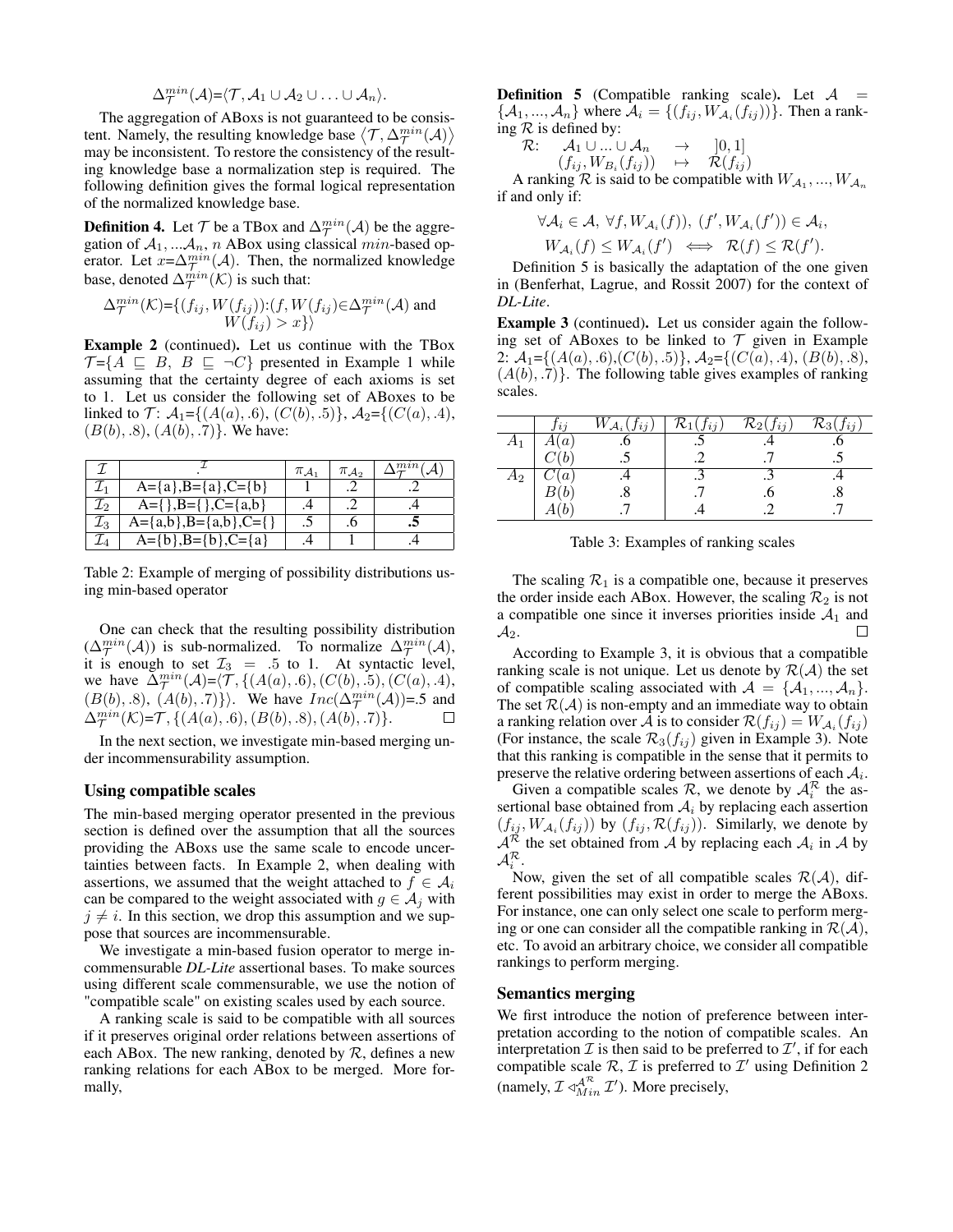$$\Delta_{\mathcal{T}}^{min}(\mathcal{A})=\langle \mathcal{T}, \mathcal{A}_1 \cup \mathcal{A}_2 \cup \ldots \cup \mathcal{A}_n \rangle.$$

The aggregation of ABoxs is not guaranteed to be consistent. Namely, the resulting knowledge base $\langle \mathcal{T}, \Delta_{\mathcal{T}}^{min}(\mathcal{A}) \rangle$ may be inconsistent. To restore the consistency of the resulting knowledge base a normalization step is required. The following definition gives the formal logical representation of the normalized knowledge base.

**Definition 4.** Let $\mathcal{T}$ be a TBox and $\Delta_{\mathcal{T}}^{min}(\mathcal{A})$ be the aggregation of $\mathcal{A}_1, ...\mathcal{A}_n$, $n$ ABox using classical $min$-based operator. Let $x$=$\Delta_{\mathcal{T}}^{min}(\mathcal{A})$. Then, the normalized knowledge base, denoted $\Delta_{\mathcal{T}}^{min}(\mathcal{K})$ is such that:

$$\Delta_{\mathcal{T}}^{min}(\mathcal{K})=\{(f_{ij}, W(f_{ij})):(f, W(f_{ij}) \in \Delta_{\mathcal{T}}^{min}(\mathcal{A}) \text{ and } W(f_{ij}) > x\}\rangle$$

**Example 2** (continued)**.** Let us continue with the TBox $\mathcal{T}$=$\{A \sqsubseteq B,\ B \sqsubseteq \neg C\}$ presented in Example 1 while assuming that the certainty degree of each axioms is set to 1. Let us consider the following set of ABoxes to be linked to $\mathcal{T}$: $\mathcal{A}_1$=$\{(A(a), .6), (C(b), .5)\}$, $\mathcal{A}_2$=$\{(C(a), .4), (B(b), .8), (A(b), .7)\}$. We have:

| $\mathcal{I}$ | $\cdot^{\mathcal{I}}$ | $\pi_{\mathcal{A}_1}$ | $\pi_{\mathcal{A}_2}$ | $\Delta_{\mathcal{T}}^{min}(\mathcal{A})$ |
|---|---|---|---|---|
| $\mathcal{I}_1$ | A={a},B={a},C={b} | 1 | .2 | .2 |
| $\mathcal{I}_2$ | A={},B={},C={a,b} | .4 | .2 | .4 |
| $\mathcal{I}_3$ | A={a,b},B={a,b},C={} | .5 | .6 | **.5** |
| $\mathcal{I}_4$ | A={b},B={b},C={a} | .4 | 1 | .4 |

Table 2: Example of merging of possibility distributions using min-based operator

One can check that the resulting possibility distribution $(\Delta_{\mathcal{T}}^{min}(\mathcal{A}))$ is sub-normalized. To normalize $\Delta_{\mathcal{T}}^{min}(\mathcal{A})$, it is enough to set $\mathcal{I}_3 = .5$ to 1. At syntactic level, we have $\Delta_{\mathcal{T}}^{min}(\mathcal{A})$=$\langle\mathcal{T}, \{(A(a), .6), (C(b), .5), (C(a), .4), (B(b), .8), (A(b), .7)\}\rangle$. We have $Inc(\Delta_{\mathcal{T}}^{min}(\mathcal{A}))$=.5 and $\Delta_{\mathcal{T}}^{min}(\mathcal{K})$=$\mathcal{T}, \{(A(a), .6), (B(b), .8), (A(b), .7)\}$. □

In the next section, we investigate min-based merging under incommensurability assumption.

## Using compatible scales

The min-based merging operator presented in the previous section is defined over the assumption that all the sources providing the ABoxs use the same scale to encode uncertainties between facts. In Example 2, when dealing with assertions, we assumed that the weight attached to $f \in \mathcal{A}_i$ can be compared to the weight associated with $g \in \mathcal{A}_j$ with $j \neq i$. In this section, we drop this assumption and we suppose that sources are incommensurable.

We investigate a min-based fusion operator to merge incommensurable *DL-Lite* assertional bases. To make sources using different scale commensurable, we use the notion of "compatible scale" on existing scales used by each source.

A ranking scale is said to be compatible with all sources if it preserves original order relations between assertions of each ABox. The new ranking, denoted by $\mathcal{R}$, defines a new ranking relations for each ABox to be merged. More formally,

**Definition 5** (Compatible ranking scale)**.** Let $\mathcal{A} = \{\mathcal{A}_1, ..., \mathcal{A}_n\}$ where $\mathcal{A}_i = \{(f_{ij}, W_{\mathcal{A}_i}(f_{ij}))\}$. Then a ranking $\mathcal{R}$ is defined by:

$$\begin{aligned} \mathcal{R}: \quad \mathcal{A}_1 \cup ... \cup \mathcal{A}_n &\rightarrow \quad ]0, 1] \\ (f_{ij}, W_{B_i}(f_{ij})) &\mapsto \quad \mathcal{R}(f_{ij}) \end{aligned}$$

A ranking $\mathcal{R}$ is said to be compatible with $W_{\mathcal{A}_1}, ..., W_{\mathcal{A}_n}$ if and only if:

$$\forall \mathcal{A}_i \in \mathcal{A},\ \forall f, W_{\mathcal{A}_i}(f)),\ (f', W_{\mathcal{A}_i}(f')) \in \mathcal{A}_i,$$
$$W_{\mathcal{A}_i}(f) \leq W_{\mathcal{A}_i}(f') \iff \mathcal{R}(f) \leq \mathcal{R}(f').$$

Definition 5 is basically the adaptation of the one given in (Benferhat, Lagrue, and Rossit 2007) for the context of *DL-Lite*.

**Example 3** (continued)**.** Let us consider again the following set of ABoxes to be linked to $\mathcal{T}$ given in Example 2: $\mathcal{A}_1$=$\{(A(a), .6)$,$(C(b), .5)\}$, $\mathcal{A}_2$=$\{(C(a), .4), (B(b), .8), (A(b), .7)\}$. The following table gives examples of ranking scales.

| | $f_{ij}$ | $W_{\mathcal{A}_i}(f_{ij})$ | $\mathcal{R}_1(f_{ij})$ | $\mathcal{R}_2(f_{ij})$ | $\mathcal{R}_3(f_{ij})$ |
|---|---|---|---|---|---|
| $A_1$ | $A(a)$ | .6 | .5 | .4 | .6 |
| | $C(b)$ | .5 | .2 | .7 | .5 |
| $A_2$ | $C(a)$ | .4 | .3 | .3 | .4 |
| | $B(b)$ | .8 | .7 | .6 | .8 |
| | $A(b)$ | .7 | .4 | .2 | .7 |

Table 3: Examples of ranking scales

The scaling $\mathcal{R}_1$ is a compatible one, because it preserves the order inside each ABox. However, the scaling $\mathcal{R}_2$ is not a compatible one since it inverses priorities inside $\mathcal{A}_1$ and $\mathcal{A}_2$. □

According to Example 3, it is obvious that a compatible ranking scale is not unique. Let us denote by $\mathcal{R}(\mathcal{A})$ the set of compatible scaling associated with $\mathcal{A} = \{\mathcal{A}_1, ..., \mathcal{A}_n\}$. The set $\mathcal{R}(\mathcal{A})$ is non-empty and an immediate way to obtain a ranking relation over $\mathcal{A}$ is to consider $\mathcal{R}(f_{ij}) = W_{\mathcal{A}_i}(f_{ij})$ (For instance, the scale $\mathcal{R}_3(f_{ij})$ given in Example 3). Note that this ranking is compatible in the sense that it permits to preserve the relative ordering between assertions of each $\mathcal{A}_i$.

Given a compatible scales $\mathcal{R}$, we denote by $\mathcal{A}_i^{\mathcal{R}}$ the assertional base obtained from $\mathcal{A}_i$ by replacing each assertion $(f_{ij}, W_{\mathcal{A}_i}(f_{ij}))$ by $(f_{ij}, \mathcal{R}(f_{ij}))$. Similarly, we denote by $\mathcal{A}^{\mathcal{R}}$ the set obtained from $\mathcal{A}$ by replacing each $\mathcal{A}_i$ in $\mathcal{A}$ by $\mathcal{A}_i^{\mathcal{R}}$.

Now, given the set of all compatible scales $\mathcal{R}(\mathcal{A})$, different possibilities may exist in order to merge the ABoxs. For instance, one can only select one scale to perform merging or one can consider all the compatible ranking in $\mathcal{R}(\mathcal{A})$, etc. To avoid an arbitrary choice, we consider all compatible rankings to perform merging.

## Semantics merging

We first introduce the notion of preference between interpretation according to the notion of compatible scales. An interpretation $\mathcal{I}$ is then said to be preferred to $\mathcal{I}'$, if for each compatible scale $\mathcal{R}$, $\mathcal{I}$ is preferred to $\mathcal{I}'$ using Definition 2 (namely, $\mathcal{I} \lhd_{Min}^{\mathcal{A}^{\mathcal{R}}} \mathcal{I}'$). More precisely,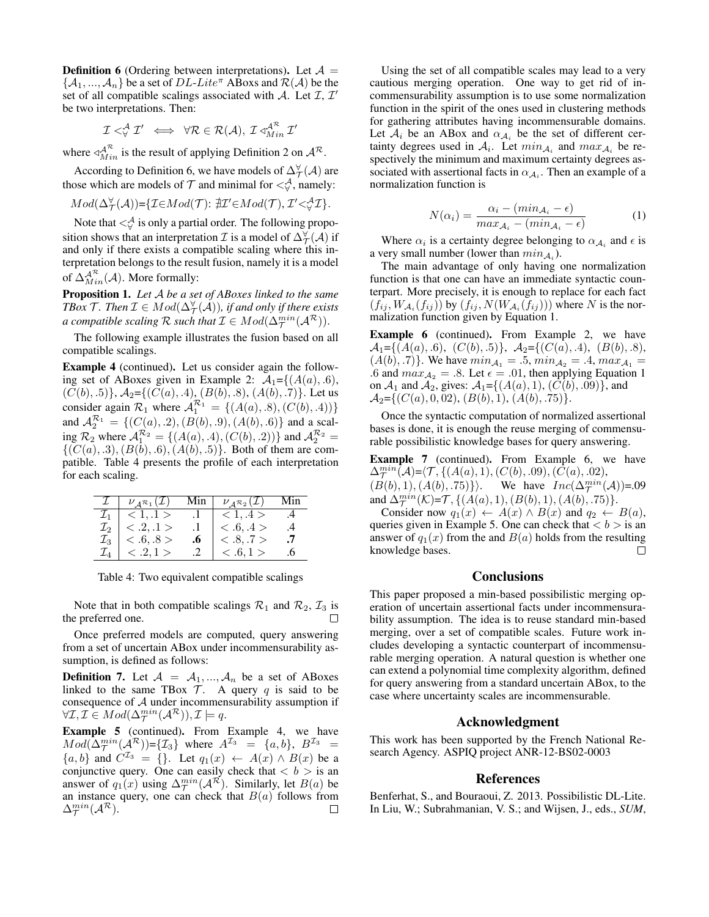**Definition 6** (Ordering between interpretations)**.** Let $\mathcal{A} = \{\mathcal{A}_1, ..., \mathcal{A}_n\}$ be a set of $DL\text{-}Lite^{\pi}$ ABoxes and $\mathcal{R}(\mathcal{A})$ be the set of all compatible scalings associated with $\mathcal{A}$. Let $\mathcal{I}, \mathcal{I}'$ be two interpretations. Then:

$$\mathcal{I} <^{\mathcal{A}}_{\forall} \mathcal{I}' \iff \forall \mathcal{R} \in \mathcal{R}(\mathcal{A}),\ \mathcal{I} \lhd^{\mathcal{A}^{\mathcal{R}}}_{Min} \mathcal{I}'$$

where $\lhd^{\mathcal{A}^{\mathcal{R}}}_{Min}$ is the result of applying Definition 2 on $\mathcal{A}^{\mathcal{R}}$.

According to Definition 6, we have models of $\Delta^{\forall}_{\mathcal{T}}(\mathcal{A})$ are those which are models of $\mathcal{T}$ and minimal for $<^{\mathcal{A}}_{\forall}$, namely:

$$Mod(\Delta^{\forall}_{\mathcal{T}}(\mathcal{A}))=\{\mathcal{I}\in Mod(\mathcal{T})\text{: } \nexists \mathcal{I}' \in Mod(\mathcal{T}), \mathcal{I}' <^{\mathcal{A}}_{\forall} \mathcal{I}\}.$$

Note that $<^{\mathcal{A}}_{\forall}$ is only a partial order. The following proposition shows that an interpretation $\mathcal{I}$ is a model of $\Delta^{\forall}_{\mathcal{T}}(\mathcal{A})$ if and only if there exists a compatible scaling where this interpretation belongs to the result fusion, namely it is a model of $\Delta^{\mathcal{A}^{\mathcal{R}}}_{Min}(\mathcal{A})$. More formally:

**Proposition 1.** *Let $\mathcal{A}$ be a set of ABoxes linked to the same TBox $\mathcal{T}$. Then $\mathcal{I} \in Mod(\Delta^{\forall}_{\mathcal{T}}(\mathcal{A}))$, if and only if there exists a compatible scaling $\mathcal{R}$ such that $\mathcal{I} \in Mod(\Delta^{min}_{\mathcal{T}}(\mathcal{A}^{\mathcal{R}}))$.*

The following example illustrates the fusion based on all compatible scalings.

**Example 4** (continued)**.** Let us consider again the following set of ABoxes given in Example 2: $\mathcal{A}_1$=$\{(A(a), .6), (C(b), .5)\}$, $\mathcal{A}_2$=$\{(C(a), .4), (B(b), .8), (A(b), .7)\}$. Let us consider again $\mathcal{R}_1$ where $\mathcal{A}^{\mathcal{R}_1}_1 = \{(A(a), .8), (C(b), .4))\}$ and $\mathcal{A}^{\mathcal{R}_1}_2 = \{(C(a), .2), (B(b), .9), (A(b), .6)\}$ and a scaling $\mathcal{R}_2$ where $\mathcal{A}^{\mathcal{R}_2}_1 = \{(A(a), .4), (C(b), .2))\}$ and $\mathcal{A}^{\mathcal{R}_2}_2 = \{(C(a), .3), (B(b), .6), (A(b), .5)\}$. Both of them are compatible. Table 4 presents the profile of each interpretation for each scaling.

| $\mathcal{I}$ | $\nu_{\mathcal{A}^{\mathcal{R}_1}}(\mathcal{I})$ | Min | $\nu_{\mathcal{A}^{\mathcal{R}_2}}(\mathcal{I})$ | Min |
|---|---|---|---|---|
| $\mathcal{I}_1$ | $< 1, .1 >$ | .1 | $< 1, .4 >$ | .4 |
| $\mathcal{I}_2$ | $< .2, .1 >$ | .1 | $< .6, .4 >$ | .4 |
| $\mathcal{I}_3$ | $< .6, .8 >$ | **.6** | $< .8, .7 >$ | **.7** |
| $\mathcal{I}_4$ | $< .2, 1 >$ | .2 | $< .6, 1 >$ | .6 |

Table 4: Two equivalent compatible scalings

Note that in both compatible scalings $\mathcal{R}_1$ and $\mathcal{R}_2$, $\mathcal{I}_3$ is the preferred one. □

Once preferred models are computed, query answering from a set of uncertain ABox under incommensurability assumption, is defined as follows:

**Definition 7.** Let $\mathcal{A} = \mathcal{A}_1, ..., \mathcal{A}_n$ be a set of ABoxes linked to the same TBox $\mathcal{T}$. A query $q$ is said to be consequence of $\mathcal{A}$ under incommensurability assumption if $\forall \mathcal{I}, \mathcal{I} \in Mod(\Delta^{min}_{\mathcal{T}}(\mathcal{A}^{\mathcal{R}})), \mathcal{I} \models q$.

**Example 5** (continued)**.** From Example 4, we have $Mod(\Delta^{min}_{\mathcal{T}}(\mathcal{A}^{\mathcal{R}}))$=$\{\mathcal{I}_3\}$ where $A^{\mathcal{I}_3} = \{a, b\}$, $B^{\mathcal{I}_3} = \{a, b\}$ and $C^{\mathcal{I}_3} = \{\}$. Let $q_1(x) \leftarrow A(x) \wedge B(x)$ be a conjunctive query. One can easily check that $< b >$ is an answer of $q_1(x)$ using $\Delta^{min}_{\mathcal{T}}(\mathcal{A}^{\mathcal{R}})$. Similarly, let $B(a)$ be an instance query, one can check that $B(a)$ follows from $\Delta^{min}_{\mathcal{T}}(\mathcal{A}^{\mathcal{R}})$. □

Using the set of all compatible scales may lead to a very cautious merging operation. One way to get rid of incommensurability assumption is to use some normalization function in the spirit of the ones used in clustering methods for gathering attributes having incommensurable domains. Let $\mathcal{A}_i$ be an ABox and $\alpha_{\mathcal{A}_i}$ be the set of different certainty degrees used in $\mathcal{A}_i$. Let $min_{\mathcal{A}_i}$ and $max_{\mathcal{A}_i}$ be respectively the minimum and maximum certainty degrees associated with assertional facts in $\alpha_{\mathcal{A}_i}$. Then an example of a normalization function is

$$N(\alpha_i) = \frac{\alpha_i - (min_{\mathcal{A}_i} - \epsilon)}{max_{\mathcal{A}_i} - (min_{\mathcal{A}_i} - \epsilon)} \quad (1)$$

Where $\alpha_i$ is a certainty degree belonging to $\alpha_{\mathcal{A}_i}$ and $\epsilon$ is a very small number (lower than $min_{\mathcal{A}_i}$).

The main advantage of only having one normalization function is that one can have an immediate syntactic counterpart. More precisely, it is enough to replace for each fact $(f_{ij}, W_{\mathcal{A}_i}(f_{ij}))$ by $(f_{ij}, N(W_{\mathcal{A}_i}(f_{ij})))$ where $N$ is the normalization function given by Equation 1.

**Example 6** (continued)**.** From Example 2, we have $\mathcal{A}_1$=$\{(A(a), .6), (C(b), .5)\}$, $\mathcal{A}_2$=$\{(C(a), .4), (B(b), .8), (A(b), .7)\}$. We have $min_{\mathcal{A}_1} = .5$, $min_{\mathcal{A}_2} = .4$, $max_{\mathcal{A}_1} = .6$ and $max_{\mathcal{A}_2} = .8$. Let $\epsilon = .01$, then applying Equation 1 on $\mathcal{A}_1$ and $\mathcal{A}_2$, gives: $\mathcal{A}_1$=$\{(A(a), 1), (C(b), .09)\}$, and $\mathcal{A}_2$=$\{(C(a), 0, 02), (B(b), 1), (A(b), .75)\}$.

Once the syntactic computation of normalized assertional bases is done, it is enough the reuse merging of commensurable possibilistic knowledge bases for query answering.

**Example 7** (continued)**.** From Example 6, we have $\Delta^{min}_{\mathcal{T}}(\mathcal{A})$=$\langle \mathcal{T}, \{(A(a), 1), (C(b), .09), (C(a), .02), (B(b), 1), (A(b), .75)\}\rangle$. We have $Inc(\Delta^{min}_{\mathcal{T}}(\mathcal{A}))$=.09 and $\Delta^{min}_{\mathcal{T}}(\mathcal{K})$=$\mathcal{T}, \{(A(a), 1), (B(b), 1), (A(b), .75)\}$.

Consider now $q_1(x) \leftarrow A(x) \wedge B(x)$ and $q_2 \leftarrow B(a)$, queries given in Example 5. One can check that $< b >$ is an answer of $q_1(x)$ from the and $B(a)$ holds from the resulting knowledge bases. □

## Conclusions

This paper proposed a min-based possibilistic merging operation of uncertain assertional facts under incommensurability assumption. The idea is to reuse standard min-based merging, over a set of compatible scales. Future work includes developing a syntactic counterpart of incommensurable merging operation. A natural question is whether one can extend a polynomial time complexity algorithm, defined for query answering from a standard uncertain ABox, to the case where uncertainty scales are incommensurable.

## Acknowledgment

This work has been supported by the French National Research Agency. ASPIQ project ANR-12-BS02-0003

## References

Benferhat, S., and Bouraoui, Z. 2013. Possibilistic DL-Lite. In Liu, W.; Subrahmanian, V. S.; and Wijsen, J., eds., *SUM*,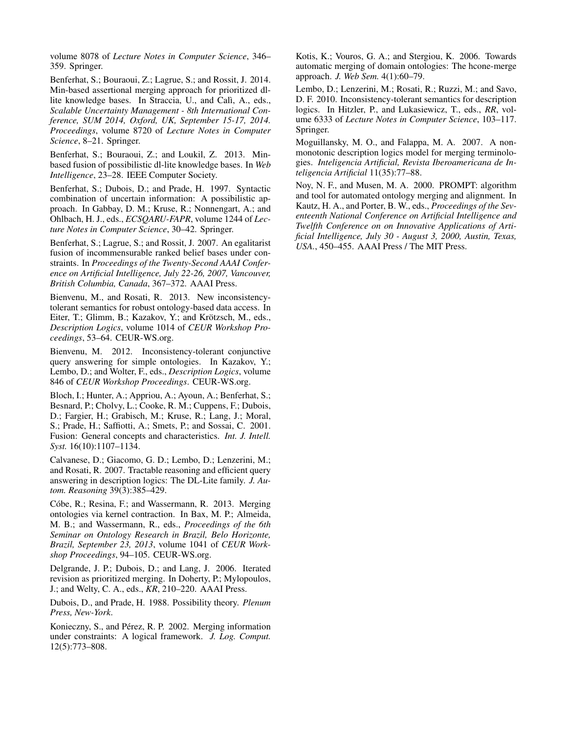volume 8078 of *Lecture Notes in Computer Science*, 346–359. Springer.

Benferhat, S.; Bouraoui, Z.; Lagrue, S.; and Rossit, J. 2014. Min-based assertional merging approach for prioritized dl-lite knowledge bases. In Straccia, U., and Calì, A., eds., *Scalable Uncertainty Management - 8th International Conference, SUM 2014, Oxford, UK, September 15-17, 2014. Proceedings*, volume 8720 of *Lecture Notes in Computer Science*, 8–21. Springer.

Benferhat, S.; Bouraoui, Z.; and Loukil, Z. 2013. Min-based fusion of possibilistic dl-lite knowledge bases. In *Web Intelligence*, 23–28. IEEE Computer Society.

Benferhat, S.; Dubois, D.; and Prade, H. 1997. Syntactic combination of uncertain information: A possibilistic approach. In Gabbay, D. M.; Kruse, R.; Nonnengart, A.; and Ohlbach, H. J., eds., *ECSQARU-FAPR*, volume 1244 of *Lecture Notes in Computer Science*, 30–42. Springer.

Benferhat, S.; Lagrue, S.; and Rossit, J. 2007. An egalitarist fusion of incommensurable ranked belief bases under constraints. In *Proceedings of the Twenty-Second AAAI Conference on Artificial Intelligence, July 22-26, 2007, Vancouver, British Columbia, Canada*, 367–372. AAAI Press.

Bienvenu, M., and Rosati, R. 2013. New inconsistency-tolerant semantics for robust ontology-based data access. In Eiter, T.; Glimm, B.; Kazakov, Y.; and Krötzsch, M., eds., *Description Logics*, volume 1014 of *CEUR Workshop Proceedings*, 53–64. CEUR-WS.org.

Bienvenu, M. 2012. Inconsistency-tolerant conjunctive query answering for simple ontologies. In Kazakov, Y.; Lembo, D.; and Wolter, F., eds., *Description Logics*, volume 846 of *CEUR Workshop Proceedings*. CEUR-WS.org.

Bloch, I.; Hunter, A.; Appriou, A.; Ayoun, A.; Benferhat, S.; Besnard, P.; Cholvy, L.; Cooke, R. M.; Cuppens, F.; Dubois, D.; Fargier, H.; Grabisch, M.; Kruse, R.; Lang, J.; Moral, S.; Prade, H.; Saffiotti, A.; Smets, P.; and Sossai, C. 2001. Fusion: General concepts and characteristics. *Int. J. Intell. Syst.* 16(10):1107–1134.

Calvanese, D.; Giacomo, G. D.; Lembo, D.; Lenzerini, M.; and Rosati, R. 2007. Tractable reasoning and efficient query answering in description logics: The DL-Lite family. *J. Autom. Reasoning* 39(3):385–429.

Cóbe, R.; Resina, F.; and Wassermann, R. 2013. Merging ontologies via kernel contraction. In Bax, M. P.; Almeida, M. B.; and Wassermann, R., eds., *Proceedings of the 6th Seminar on Ontology Research in Brazil, Belo Horizonte, Brazil, September 23, 2013*, volume 1041 of *CEUR Workshop Proceedings*, 94–105. CEUR-WS.org.

Delgrande, J. P.; Dubois, D.; and Lang, J. 2006. Iterated revision as prioritized merging. In Doherty, P.; Mylopoulos, J.; and Welty, C. A., eds., *KR*, 210–220. AAAI Press.

Dubois, D., and Prade, H. 1988. Possibility theory. *Plenum Press, New-York*.

Konieczny, S., and Pérez, R. P. 2002. Merging information under constraints: A logical framework. *J. Log. Comput.* 12(5):773–808.

Kotis, K.; Vouros, G. A.; and Stergiou, K. 2006. Towards automatic merging of domain ontologies: The hcone-merge approach. *J. Web Sem.* 4(1):60–79.

Lembo, D.; Lenzerini, M.; Rosati, R.; Ruzzi, M.; and Savo, D. F. 2010. Inconsistency-tolerant semantics for description logics. In Hitzler, P., and Lukasiewicz, T., eds., *RR*, volume 6333 of *Lecture Notes in Computer Science*, 103–117. Springer.

Moguillansky, M. O., and Falappa, M. A. 2007. A non-monotonic description logics model for merging terminologies. *Inteligencia Artificial, Revista Iberoamericana de Inteligencia Artificial* 11(35):77–88.

Noy, N. F., and Musen, M. A. 2000. PROMPT: algorithm and tool for automated ontology merging and alignment. In Kautz, H. A., and Porter, B. W., eds., *Proceedings of the Seventeenth National Conference on Artificial Intelligence and Twelfth Conference on on Innovative Applications of Artificial Intelligence, July 30 - August 3, 2000, Austin, Texas, USA.*, 450–455. AAAI Press / The MIT Press.